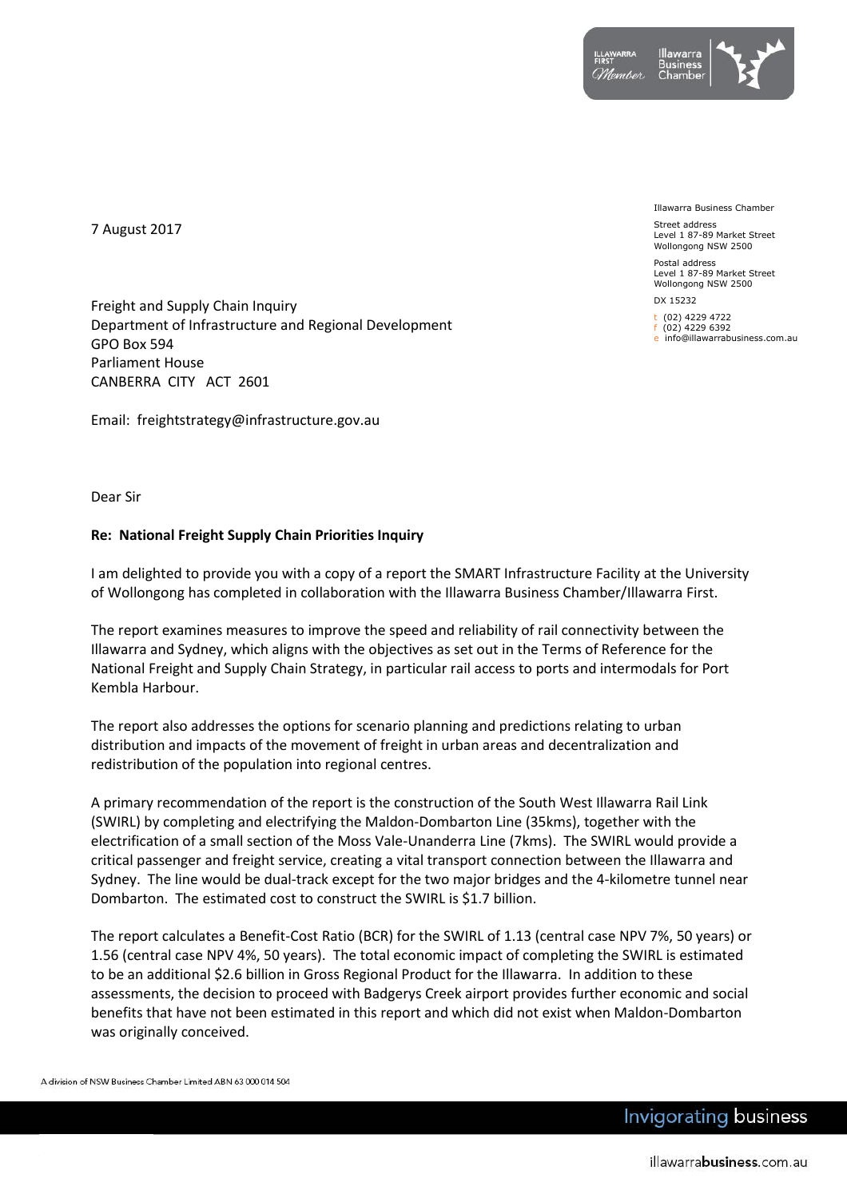Illawarra Business Chamber

Street address
Level 1 87-89 Market Street
Wollongong NSW 2500

Postal address
Level 1 87-89 Market Street
Wollongong NSW 2500

DX 15232

t (02) 4229 4722
f (02) 4229 6392
e info@illawarrabusiness.com.au

7 August 2017

Freight and Supply Chain Inquiry
Department of Infrastructure and Regional Development
GPO Box 594
Parliament House
CANBERRA CITY ACT 2601

Email: freightstrategy@infrastructure.gov.au

Dear Sir

**Re: National Freight Supply Chain Priorities Inquiry**

I am delighted to provide you with a copy of a report the SMART Infrastructure Facility at the University of Wollongong has completed in collaboration with the Illawarra Business Chamber/Illawarra First.

The report examines measures to improve the speed and reliability of rail connectivity between the Illawarra and Sydney, which aligns with the objectives as set out in the Terms of Reference for the National Freight and Supply Chain Strategy, in particular rail access to ports and intermodals for Port Kembla Harbour.

The report also addresses the options for scenario planning and predictions relating to urban distribution and impacts of the movement of freight in urban areas and decentralization and redistribution of the population into regional centres.

A primary recommendation of the report is the construction of the South West Illawarra Rail Link (SWIRL) by completing and electrifying the Maldon-Dombarton Line (35kms), together with the electrification of a small section of the Moss Vale-Unanderra Line (7kms). The SWIRL would provide a critical passenger and freight service, creating a vital transport connection between the Illawarra and Sydney. The line would be dual-track except for the two major bridges and the 4-kilometre tunnel near Dombarton. The estimated cost to construct the SWIRL is $1.7 billion.

The report calculates a Benefit-Cost Ratio (BCR) for the SWIRL of 1.13 (central case NPV 7%, 50 years) or 1.56 (central case NPV 4%, 50 years). The total economic impact of completing the SWIRL is estimated to be an additional $2.6 billion in Gross Regional Product for the Illawarra. In addition to these assessments, the decision to proceed with Badgerys Creek airport provides further economic and social benefits that have not been estimated in this report and which did not exist when Maldon-Dombarton was originally conceived.

A division of NSW Business Chamber Limited ABN 63 000 014 504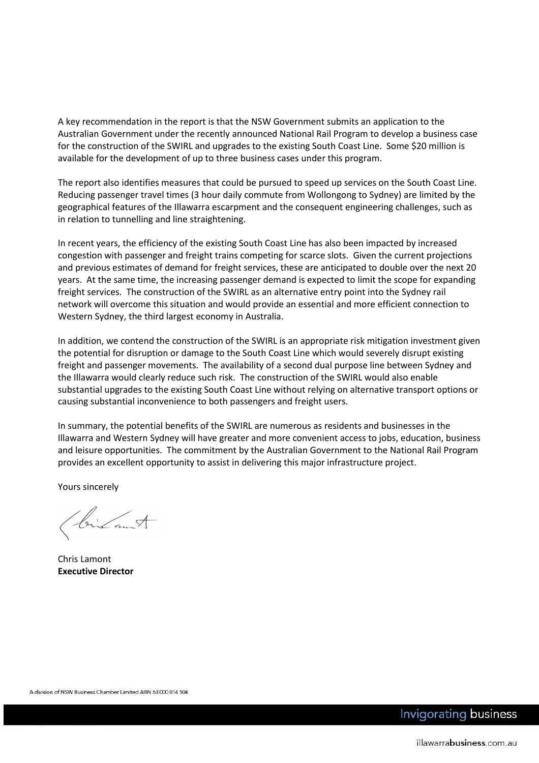A key recommendation in the report is that the NSW Government submits an application to the Australian Government under the recently announced National Rail Program to develop a business case for the construction of the SWIRL and upgrades to the existing South Coast Line. Some $20 million is available for the development of up to three business cases under this program.

The report also identifies measures that could be pursued to speed up services on the South Coast Line. Reducing passenger travel times (3 hour daily commute from Wollongong to Sydney) are limited by the geographical features of the Illawarra escarpment and the consequent engineering challenges, such as in relation to tunnelling and line straightening.

In recent years, the efficiency of the existing South Coast Line has also been impacted by increased congestion with passenger and freight trains competing for scarce slots. Given the current projections and previous estimates of demand for freight services, these are anticipated to double over the next 20 years. At the same time, the increasing passenger demand is expected to limit the scope for expanding freight services. The construction of the SWIRL as an alternative entry point into the Sydney rail network will overcome this situation and would provide an essential and more efficient connection to Western Sydney, the third largest economy in Australia.

In addition, we contend the construction of the SWIRL is an appropriate risk mitigation investment given the potential for disruption or damage to the South Coast Line which would severely disrupt existing freight and passenger movements. The availability of a second dual purpose line between Sydney and the Illawarra would clearly reduce such risk. The construction of the SWIRL would also enable substantial upgrades to the existing South Coast Line without relying on alternative transport options or causing substantial inconvenience to both passengers and freight users.

In summary, the potential benefits of the SWIRL are numerous as residents and businesses in the Illawarra and Western Sydney will have greater and more convenient access to jobs, education, business and leisure opportunities. The commitment by the Australian Government to the National Rail Program provides an excellent opportunity to assist in delivering this major infrastructure project.

Yours sincerely

Chris Lamont
**Executive Director**

A division of NSW Business Chamber Limited ABN 63 000 014 504

Invigorating business

illawarrabusiness.com.au